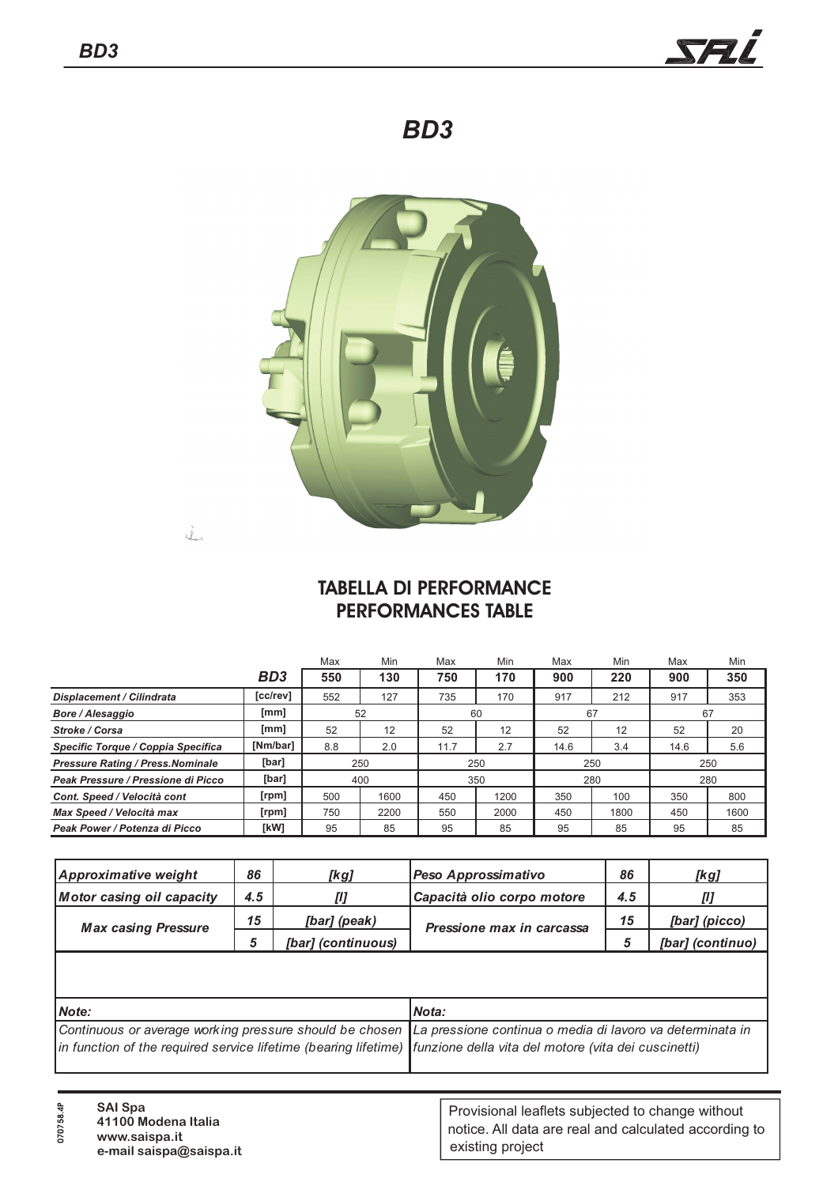# BD3

## TABELLA DI PERFORMANCE
## PERFORMANCES TABLE

| | | Max | Min | Max | Min | Max | Min | Max | Min |
|---|---|---|---|---|---|---|---|---|---|
| | **BD3** | **550** | **130** | **750** | **170** | **900** | **220** | **900** | **350** |
| ***Displacement / Cilindrata*** | **[cc/rev]** | 552 | 127 | 735 | 170 | 917 | 212 | 917 | 353 |
| ***Bore / Alesaggio*** | **[mm]** | 52 | | 60 | | 67 | | 67 | |
| ***Stroke / Corsa*** | **[mm]** | 52 | 12 | 52 | 12 | 52 | 12 | 52 | 20 |
| ***Specific Torque / Coppia Specifica*** | **[Nm/bar]** | 8.8 | 2.0 | 11.7 | 2.7 | 14.6 | 3.4 | 14.6 | 5.6 |
| ***Pressure Rating / Press.Nominale*** | **[bar]** | 250 | | 250 | | 250 | | 250 | |
| ***Peak Pressure / Pressione di Picco*** | **[bar]** | 400 | | 350 | | 280 | | 280 | |
| ***Cont. Speed / Velocità cont*** | **[rpm]** | 500 | 1600 | 450 | 1200 | 350 | 100 | 350 | 800 |
| ***Max Speed / Velocità max*** | **[rpm]** | 750 | 2200 | 550 | 2000 | 450 | 1800 | 450 | 1600 |
| ***Peak Power / Potenza di Picco*** | **[kW]** | 95 | 85 | 95 | 85 | 95 | 85 | 95 | 85 |

| | | | | | |
|---|---|---|---|---|---|
| ***Approximative weight*** | ***86*** | ***[kg]*** | ***Peso Approssimativo*** | ***86*** | ***[kg]*** |
| ***Motor casing oil capacity*** | ***4.5*** | ***[l]*** | ***Capacità olio corpo motore*** | ***4.5*** | ***[l]*** |
| ***Max casing Pressure*** | ***15*** | ***[bar] (peak)*** | ***Pressione max in carcassa*** | ***15*** | ***[bar] (picco)*** |
| | ***5*** | ***[bar] (continuous)*** | | ***5*** | ***[bar] (continuo)*** |

| | |
|---|---|
| ***Note:*** | ***Nota:*** |
| *Continuous or average working pressure should be chosen in function of the required service lifetime (bearing lifetime)* | *La pressione continua o media di lavoro va determinata in funzione della vita del motore (vita dei cuscinetti)* |

070758.4P

**SAI Spa**
**41100 Modena Italia**
**www.saispa.it**
**e-mail saispa@saispa.it**

Provisional leaflets subjected to change without notice. All data are real and calculated according to existing project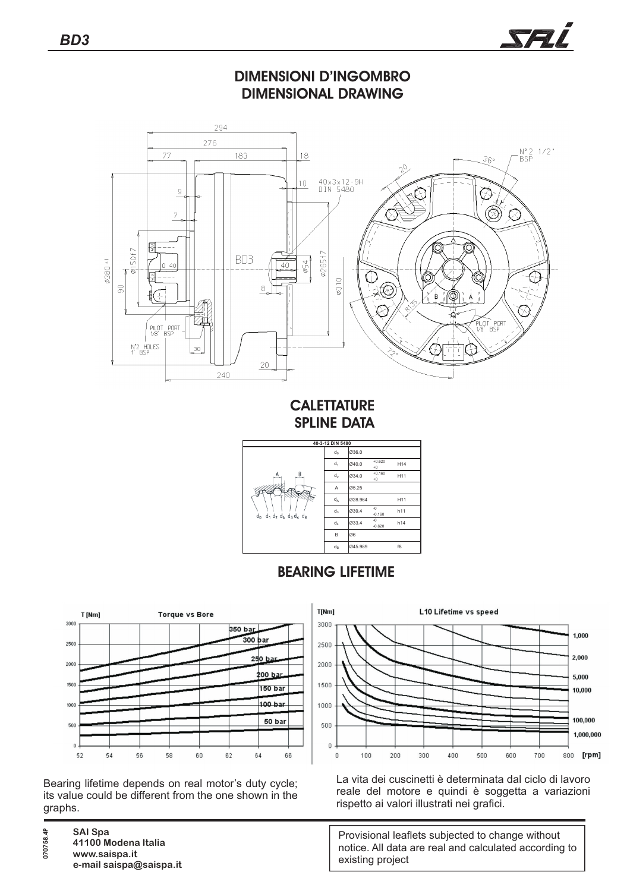## DIMENSIONI D'INGOMBRO
## DIMENSIONAL DRAWING

## CALETTATURE
## SPLINE DATA

| 40-3-12 DIN 5480 | | | |
|---|---|---|---|
| $d_0$ | Ø36.0 | | |
| $d_1$ | Ø40.0 | +0.620 / +0 | H14 |
| $d_2$ | Ø34.0 | +0.160 / +0 | H11 |
| A | Ø5.25 | | |
| $d_A$ | Ø28.964 | | H11 |
| $d_3$ | Ø39.4 | -0 / -0.160 | h11 |
| $d_4$ | Ø33.4 | -0 / -0.620 | h14 |
| B | Ø6 | | |
| $d_B$ | Ø45.989 | | f8 |

## BEARING LIFETIME

Bearing lifetime depends on real motor's duty cycle; its value could be different from the one shown in the graphs.

La vita dei cuscinetti è determinata dal ciclo di lavoro reale del motore e quindi è soggetta a variazioni rispetto ai valori illustrati nei grafici.

**SAI Spa**
**41100 Modena Italia**
**www.saispa.it**
**e-mail saispa@saispa.it**

Provisional leaflets subjected to change without notice. All data are real and calculated according to existing project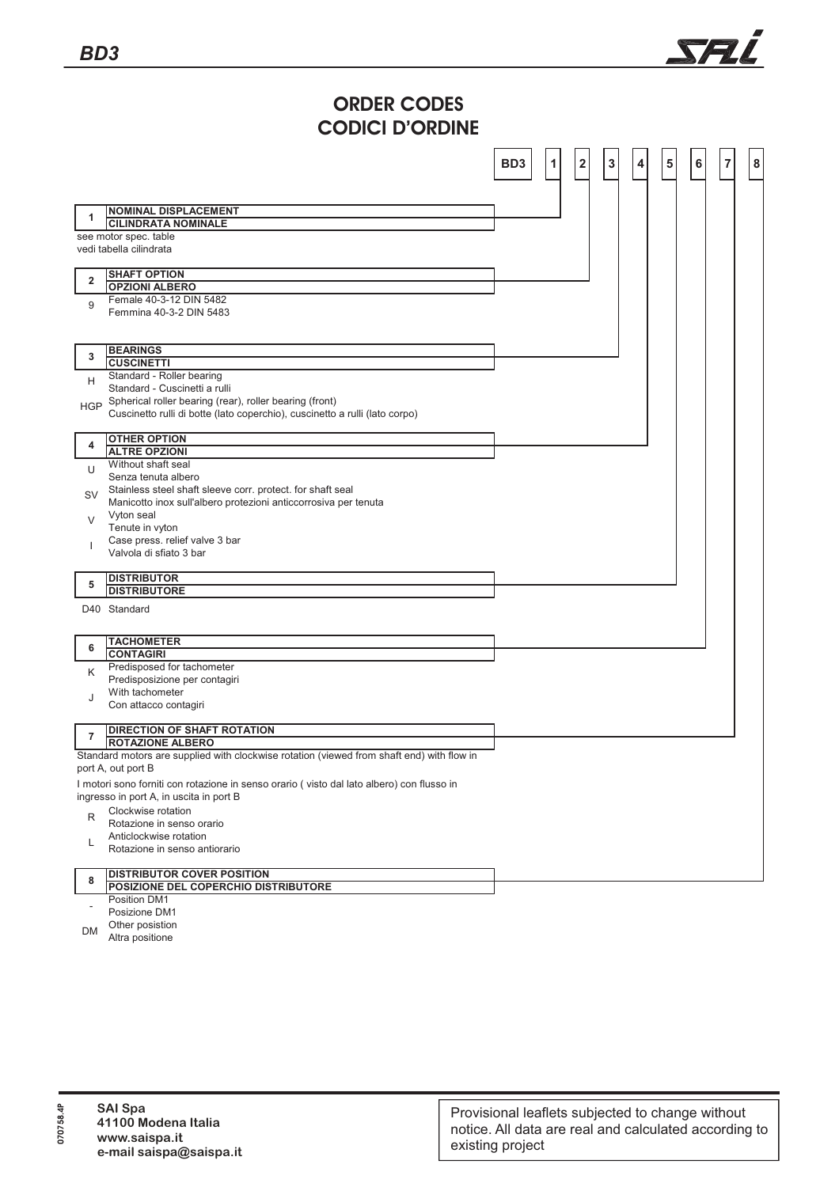# ORDER CODES
# CODICI D'ORDINE

| BD3 | 1 | 2 | 3 | 4 | 5 | 6 | 7 | 8 |
|---|---|---|---|---|---|---|---|---|

**1 NOMINAL DISPLACEMENT**
**CILINDRATA NOMINALE**

see motor spec. table
vedi tabella cilindrata

**2 SHAFT OPTION**
**OPZIONI ALBERO**

| | |
|---|---|
| 9 | Female 40-3-12 DIN 5482<br>Femmina 40-3-2 DIN 5483 |

**3 BEARINGS**
**CUSCINETTI**

| | |
|---|---|
| H | Standard - Roller bearing<br>Standard - Cuscinetti a rulli |
| HGP | Spherical roller bearing (rear), roller bearing (front)<br>Cuscinetto rulli di botte (lato coperchio), cuscinetto a rulli (lato corpo) |

**4 OTHER OPTION**
**ALTRE OPZIONI**

| | |
|---|---|
| U | Without shaft seal<br>Senza tenuta albero |
| SV | Stainless steel shaft sleeve corr. protect. for shaft seal<br>Manicotto inox sull'albero protezioni anticcorrosiva per tenuta |
| V | Vyton seal<br>Tenute in vyton |
| I | Case press. relief valve 3 bar<br>Valvola di sfiato 3 bar |

**5 DISTRIBUTOR**
**DISTRIBUTORE**

| | |
|---|---|
| D40 | Standard |

**6 TACHOMETER**
**CONTAGIRI**

| | |
|---|---|
| K | Predisposed for tachometer<br>Predisposizione per contagiri |
| J | With tachometer<br>Con attacco contagiri |

**7 DIRECTION OF SHAFT ROTATION**
**ROTAZIONE ALBERO**

Standard motors are supplied with clockwise rotation (viewed from shaft end) with flow in port A, out port B

I motori sono forniti con rotazione in senso orario ( visto dal lato albero) con flusso in ingresso in port A, in uscita in port B

| | |
|---|---|
| R | Clockwise rotation<br>Rotazione in senso orario |
| L | Anticlockwise rotation<br>Rotazione in senso antiorario |

**8 DISTRIBUTOR COVER POSITION**
**POSIZIONE DEL COPERCHIO DISTRIBUTORE**

| | |
|---|---|
| - | Position DM1<br>Posizione DM1 |
| DM | Other posistion<br>Altra positione |

**SAI Spa**
**41100 Modena Italia**
**www.saispa.it**
**e-mail saispa@saispa.it**

Provisional leaflets subjected to change without notice. All data are real and calculated according to existing project